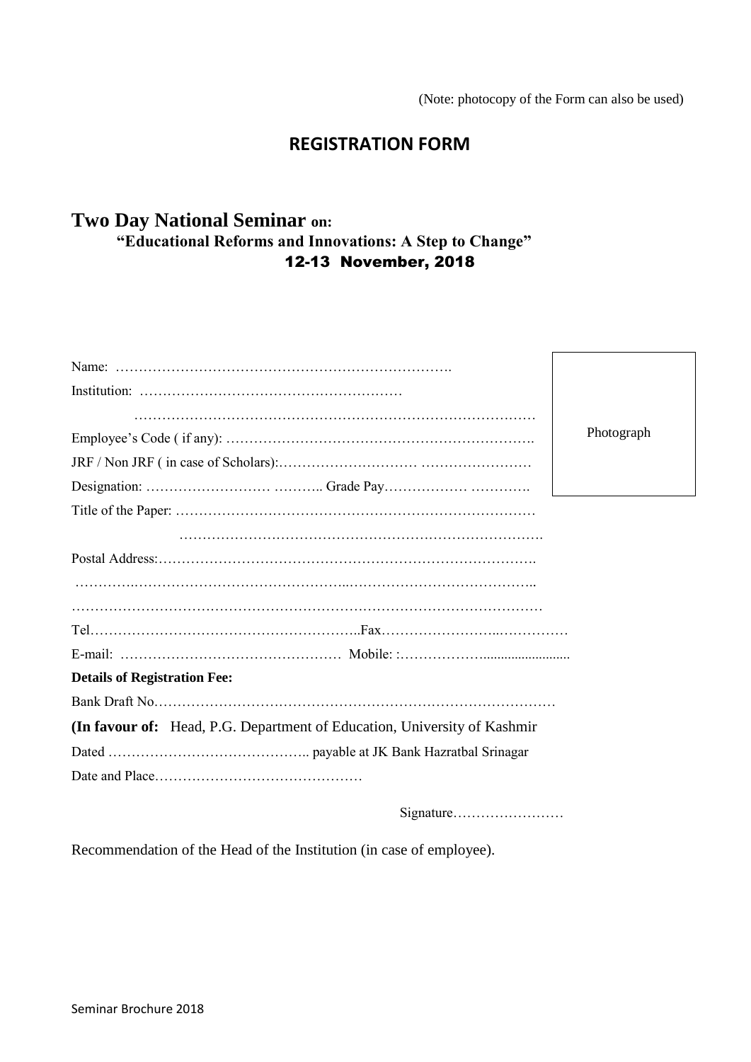(Note: photocopy of the Form can also be used)

# REGISTRATION FORM

## Two Day National Seminar on:

**"Educational Reforms and Innovations: A Step to Change"**

**12-13 November, 2018**

Photograph

Name: ……………………………………………………………….

Institution: …………………………………………………

……………………………………………………………………………

Employee's Code ( if any): ………………………………………………………….

JRF / Non JRF ( in case of Scholars):………………………… ……………………

Designation: ……………………… ……….. Grade Pay……………… ………….

Title of the Paper: ……………………………………………………………………

…………………………………………………………………….

Postal Address:……………………………………………………………………….

…………..…………………………………...…………………………………..

………………………………………………………………………………………

Tel…………………………………………………..Fax……………………..……………

E-mail: ………………………………………… Mobile: :……………….........................

**Details of Registration Fee:**

Bank Draft No……………………………………………………………………………

**(In favour of:** Head, P.G. Department of Education, University of Kashmir

Dated …………………………………….. payable at JK Bank Hazratbal Srinagar

Date and Place………………………………………

Signature……………………

Recommendation of the Head of the Institution (in case of employee).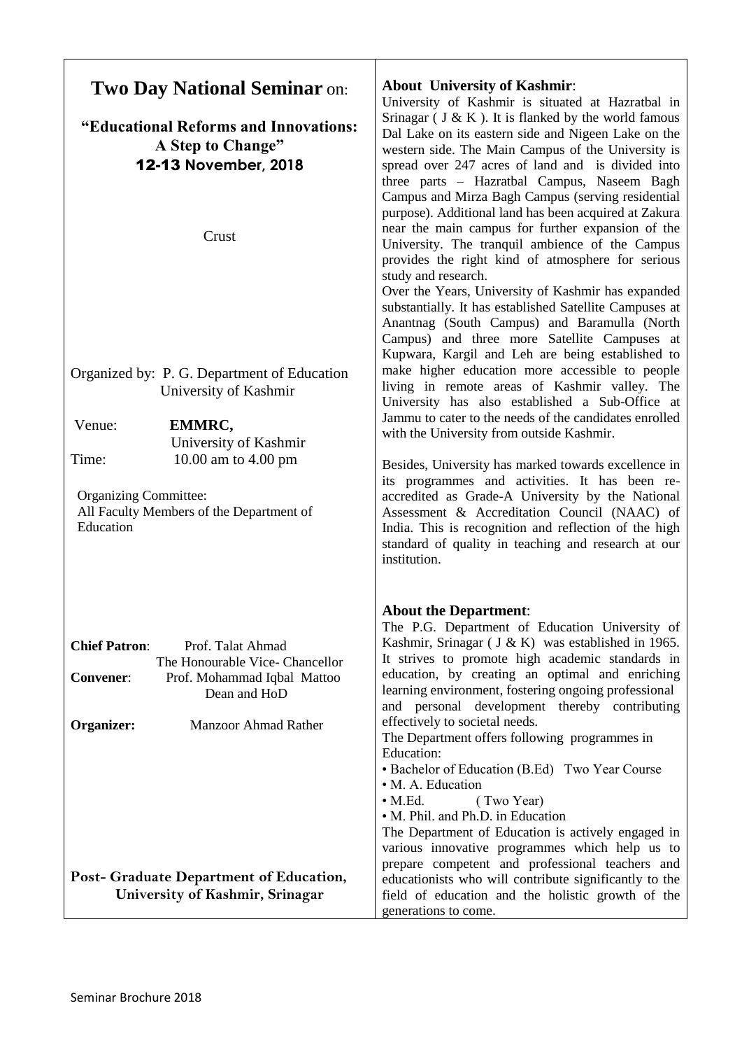# Two Day National Seminar on:

## "Educational Reforms and Innovations: A Step to Change"

**12-13 November, 2018**

Crust

Organized by: P. G. Department of Education
University of Kashmir

Venue: **EMMRC,**
University of Kashmir

Time: 10.00 am to 4.00 pm

Organizing Committee:
All Faculty Members of the Department of Education

**Chief Patron**: Prof. Talat Ahmad
The Honourable Vice- Chancellor

**Convener**: Prof. Mohammad Iqbal Mattoo
Dean and HoD

**Organizer:** Manzoor Ahmad Rather

**Post- Graduate Department of Education, University of Kashmir, Srinagar**

**About University of Kashmir**:

University of Kashmir is situated at Hazratbal in Srinagar ( J & K ). It is flanked by the world famous Dal Lake on its eastern side and Nigeen Lake on the western side. The Main Campus of the University is spread over 247 acres of land and is divided into three parts – Hazratbal Campus, Naseem Bagh Campus and Mirza Bagh Campus (serving residential purpose). Additional land has been acquired at Zakura near the main campus for further expansion of the University. The tranquil ambience of the Campus provides the right kind of atmosphere for serious study and research.

Over the Years, University of Kashmir has expanded substantially. It has established Satellite Campuses at Anantnag (South Campus) and Baramulla (North Campus) and three more Satellite Campuses at Kupwara, Kargil and Leh are being established to make higher education more accessible to people living in remote areas of Kashmir valley. The University has also established a Sub-Office at Jammu to cater to the needs of the candidates enrolled with the University from outside Kashmir.

Besides, University has marked towards excellence in its programmes and activities. It has been re-accredited as Grade-A University by the National Assessment & Accreditation Council (NAAC) of India. This is recognition and reflection of the high standard of quality in teaching and research at our institution.

**About the Department**:

The P.G. Department of Education University of Kashmir, Srinagar ( J & K) was established in 1965. It strives to promote high academic standards in education, by creating an optimal and enriching learning environment, fostering ongoing professional and personal development thereby contributing effectively to societal needs.

The Department offers following programmes in Education:

- Bachelor of Education (B.Ed) Two Year Course
- M. A. Education
- M.Ed. ( Two Year)
- M. Phil. and Ph.D. in Education

The Department of Education is actively engaged in various innovative programmes which help us to prepare competent and professional teachers and educationists who will contribute significantly to the field of education and the holistic growth of the generations to come.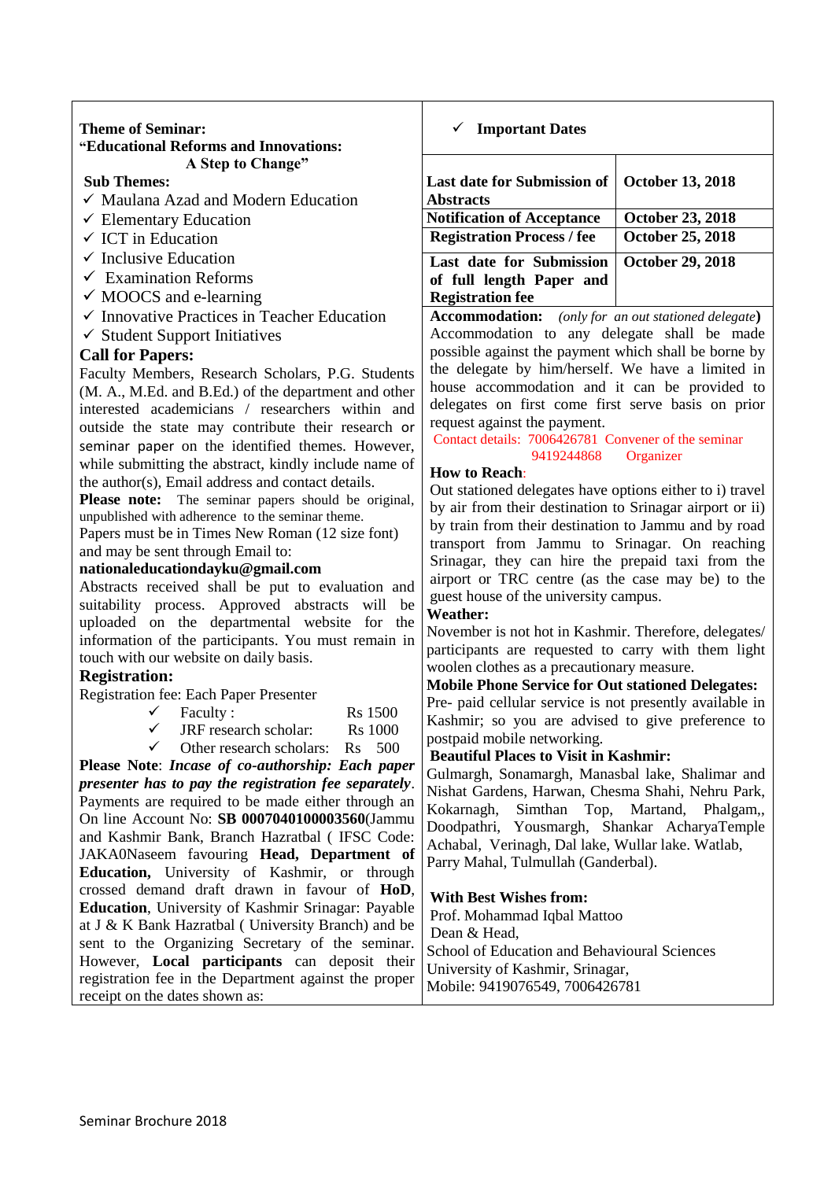**Theme of Seminar:**
**"Educational Reforms and Innovations: A Step to Change"**

**Sub Themes:**

- ✓ Maulana Azad and Modern Education
- ✓ Elementary Education
- ✓ ICT in Education
- ✓ Inclusive Education
- ✓ Examination Reforms
- ✓ MOOCS and e-learning
- ✓ Innovative Practices in Teacher Education
- ✓ Student Support Initiatives

## Call for Papers:

Faculty Members, Research Scholars, P.G. Students (M. A., M.Ed. and B.Ed.) of the department and other interested academicians / researchers within and outside the state may contribute their research or seminar paper on the identified themes. However, while submitting the abstract, kindly include name of the author(s), Email address and contact details.

**Please note:** The seminar papers should be original, unpublished with adherence to the seminar theme.

Papers must be in Times New Roman (12 size font) and may be sent through Email to:

**nationaleducationdayku@gmail.com**

Abstracts received shall be put to evaluation and suitability process. Approved abstracts will be uploaded on the departmental website for the information of the participants. You must remain in touch with our website on daily basis.

## Registration:

Registration fee: Each Paper Presenter

- ✓ Faculty : Rs 1500
- ✓ JRF research scholar: Rs 1000
- ✓ Other research scholars: Rs 500

**Please Note**: ***Incase of co-authorship: Each paper presenter has to pay the registration fee separately***. Payments are required to be made either through an On line Account No: **SB 0007040100003560**(Jammu and Kashmir Bank, Branch Hazratbal ( IFSC Code: JAKA0Naseem favouring **Head, Department of Education,** University of Kashmir, or through crossed demand draft drawn in favour of **HoD, Education**, University of Kashmir Srinagar: Payable at J & K Bank Hazratbal ( University Branch) and be sent to the Organizing Secretary of the seminar. However, **Local participants** can deposit their registration fee in the Department against the proper receipt on the dates shown as:

✓ **Important Dates**

| | |
|---|---|
| **Last date for Submission of Abstracts** | **October 13, 2018** |
| **Notification of Acceptance** | **October 23, 2018** |
| **Registration Process / fee** | **October 25, 2018** |
| **Last date for Submission of full length Paper and Registration fee** | **October 29, 2018** |

**Accommodation:** *(only for an out stationed delegate)* Accommodation to any delegate shall be made possible against the payment which shall be borne by the delegate by him/herself. We have a limited in house accommodation and it can be provided to delegates on first come first serve basis on prior request against the payment.

Contact details: 7006426781 Convener of the seminar
9419244868 Organizer

**How to Reach**:

Out stationed delegates have options either to i) travel by air from their destination to Srinagar airport or ii) by train from their destination to Jammu and by road transport from Jammu to Srinagar. On reaching Srinagar, they can hire the prepaid taxi from the airport or TRC centre (as the case may be) to the guest house of the university campus.

**Weather:**

November is not hot in Kashmir. Therefore, delegates/ participants are requested to carry with them light woolen clothes as a precautionary measure.

**Mobile Phone Service for Out stationed Delegates:**

Pre- paid cellular service is not presently available in Kashmir; so you are advised to give preference to postpaid mobile networking.

**Beautiful Places to Visit in Kashmir:**

Gulmargh, Sonamargh, Manasbal lake, Shalimar and Nishat Gardens, Harwan, Chesma Shahi, Nehru Park, Kokarnagh, Simthan Top, Martand, Phalgam,, Doodpathri, Yousmargh, Shankar AcharyaTemple Achabal, Verinagh, Dal lake, Wullar lake. Watlab, Parry Mahal, Tulmullah (Ganderbal).

**With Best Wishes from:**

Prof. Mohammad Iqbal Mattoo
Dean & Head,
School of Education and Behavioural Sciences
University of Kashmir, Srinagar,
Mobile: 9419076549, 7006426781